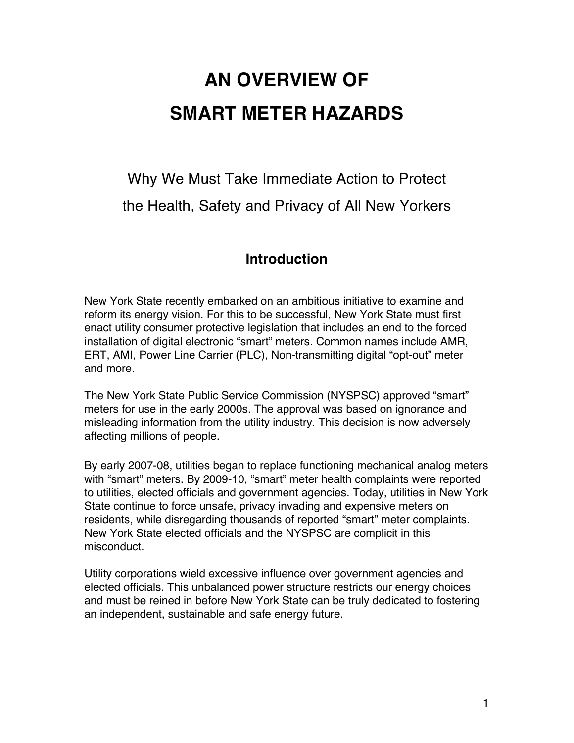# AN OVERVIEW OF SMART METER HAZARDS

Why We Must Take Immediate Action to Protect the Health, Safety and Privacy of All New Yorkers

## Introduction

New York State recently embarked on an ambitious initiative to examine and reform its energy vision. For this to be successful, New York State must first enact utility consumer protective legislation that includes an end to the forced installation of digital electronic “smart” meters. Common names include AMR, ERT, AMI, Power Line Carrier (PLC), Non-transmitting digital “opt-out” meter and more.

The New York State Public Service Commission (NYSPSC) approved “smart” meters for use in the early 2000s. The approval was based on ignorance and misleading information from the utility industry. This decision is now adversely affecting millions of people.

By early 2007-08, utilities began to replace functioning mechanical analog meters with “smart” meters. By 2009-10, “smart” meter health complaints were reported to utilities, elected officials and government agencies. Today, utilities in New York State continue to force unsafe, privacy invading and expensive meters on residents, while disregarding thousands of reported “smart” meter complaints. New York State elected officials and the NYSPSC are complicit in this misconduct.

Utility corporations wield excessive influence over government agencies and elected officials. This unbalanced power structure restricts our energy choices and must be reined in before New York State can be truly dedicated to fostering an independent, sustainable and safe energy future.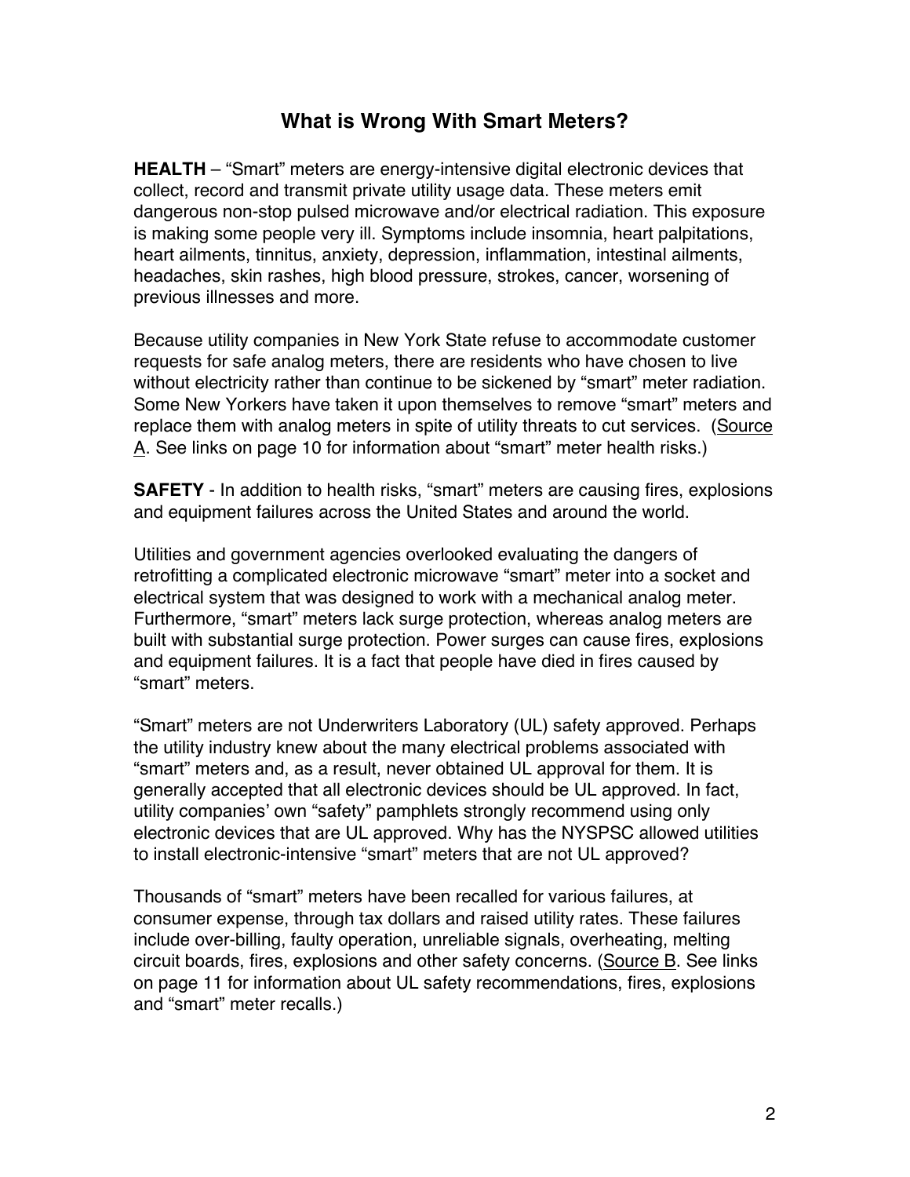# What is Wrong With Smart Meters?

**HEALTH** – "Smart" meters are energy-intensive digital electronic devices that collect, record and transmit private utility usage data. These meters emit dangerous non-stop pulsed microwave and/or electrical radiation. This exposure is making some people very ill. Symptoms include insomnia, heart palpitations, heart ailments, tinnitus, anxiety, depression, inflammation, intestinal ailments, headaches, skin rashes, high blood pressure, strokes, cancer, worsening of previous illnesses and more.

Because utility companies in New York State refuse to accommodate customer requests for safe analog meters, there are residents who have chosen to live without electricity rather than continue to be sickened by "smart" meter radiation. Some New Yorkers have taken it upon themselves to remove "smart" meters and replace them with analog meters in spite of utility threats to cut services. (Source A. See links on page 10 for information about "smart" meter health risks.)

**SAFETY** - In addition to health risks, "smart" meters are causing fires, explosions and equipment failures across the United States and around the world.

Utilities and government agencies overlooked evaluating the dangers of retrofitting a complicated electronic microwave "smart" meter into a socket and electrical system that was designed to work with a mechanical analog meter. Furthermore, "smart" meters lack surge protection, whereas analog meters are built with substantial surge protection. Power surges can cause fires, explosions and equipment failures. It is a fact that people have died in fires caused by "smart" meters.

"Smart" meters are not Underwriters Laboratory (UL) safety approved. Perhaps the utility industry knew about the many electrical problems associated with "smart" meters and, as a result, never obtained UL approval for them. It is generally accepted that all electronic devices should be UL approved. In fact, utility companies' own "safety" pamphlets strongly recommend using only electronic devices that are UL approved. Why has the NYSPSC allowed utilities to install electronic-intensive "smart" meters that are not UL approved?

Thousands of "smart" meters have been recalled for various failures, at consumer expense, through tax dollars and raised utility rates. These failures include over-billing, faulty operation, unreliable signals, overheating, melting circuit boards, fires, explosions and other safety concerns. (Source B. See links on page 11 for information about UL safety recommendations, fires, explosions and "smart" meter recalls.)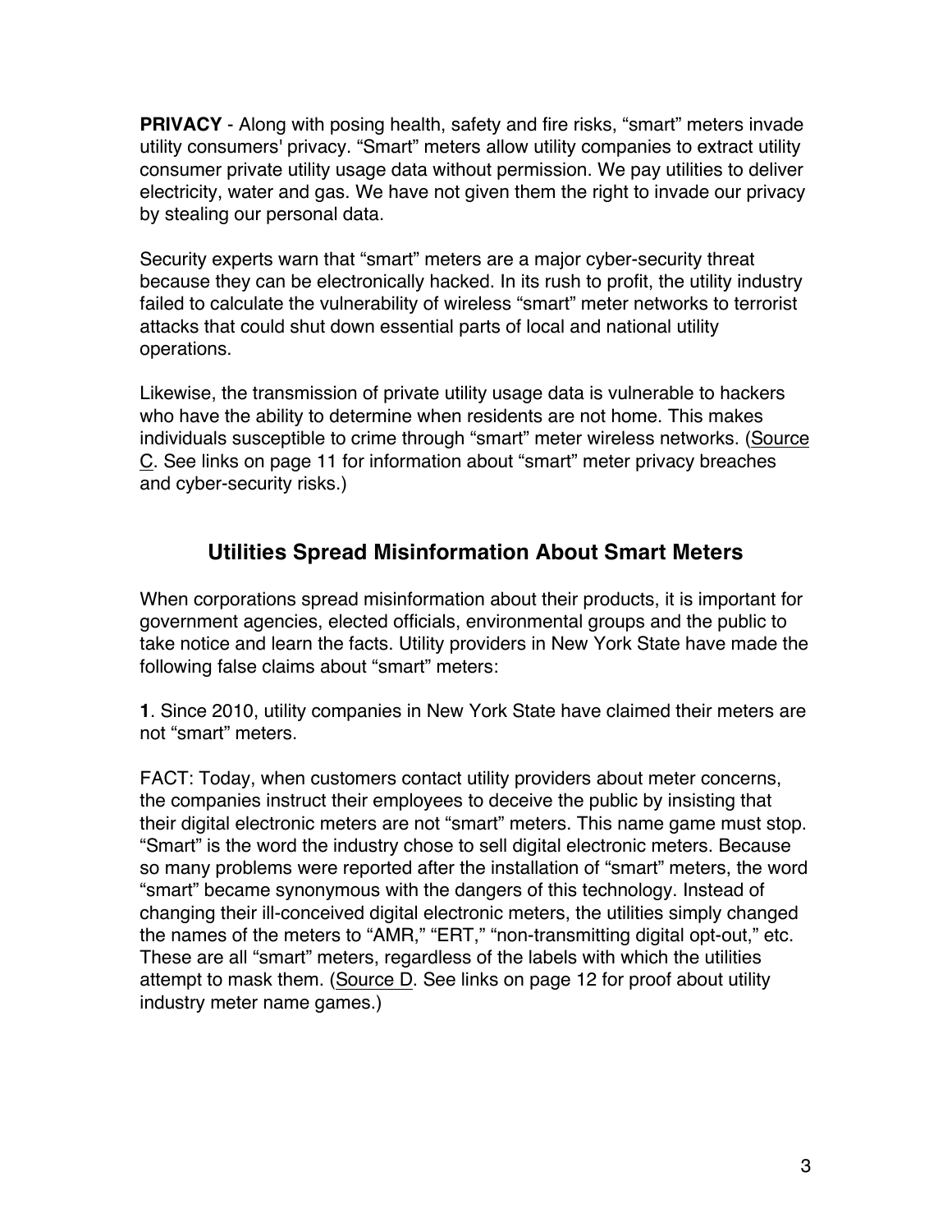**PRIVACY** - Along with posing health, safety and fire risks, “smart” meters invade utility consumers' privacy. “Smart” meters allow utility companies to extract utility consumer private utility usage data without permission. We pay utilities to deliver electricity, water and gas. We have not given them the right to invade our privacy by stealing our personal data.

Security experts warn that “smart” meters are a major cyber-security threat because they can be electronically hacked. In its rush to profit, the utility industry failed to calculate the vulnerability of wireless “smart” meter networks to terrorist attacks that could shut down essential parts of local and national utility operations.

Likewise, the transmission of private utility usage data is vulnerable to hackers who have the ability to determine when residents are not home. This makes individuals susceptible to crime through “smart” meter wireless networks. (Source C. See links on page 11 for information about “smart” meter privacy breaches and cyber-security risks.)

## Utilities Spread Misinformation About Smart Meters

When corporations spread misinformation about their products, it is important for government agencies, elected officials, environmental groups and the public to take notice and learn the facts. Utility providers in New York State have made the following false claims about “smart” meters:

**1**. Since 2010, utility companies in New York State have claimed their meters are not “smart” meters.

FACT: Today, when customers contact utility providers about meter concerns, the companies instruct their employees to deceive the public by insisting that their digital electronic meters are not “smart” meters. This name game must stop. “Smart” is the word the industry chose to sell digital electronic meters. Because so many problems were reported after the installation of “smart” meters, the word “smart” became synonymous with the dangers of this technology. Instead of changing their ill-conceived digital electronic meters, the utilities simply changed the names of the meters to “AMR,” “ERT,” “non-transmitting digital opt-out,” etc. These are all “smart” meters, regardless of the labels with which the utilities attempt to mask them. (Source D. See links on page 12 for proof about utility industry meter name games.)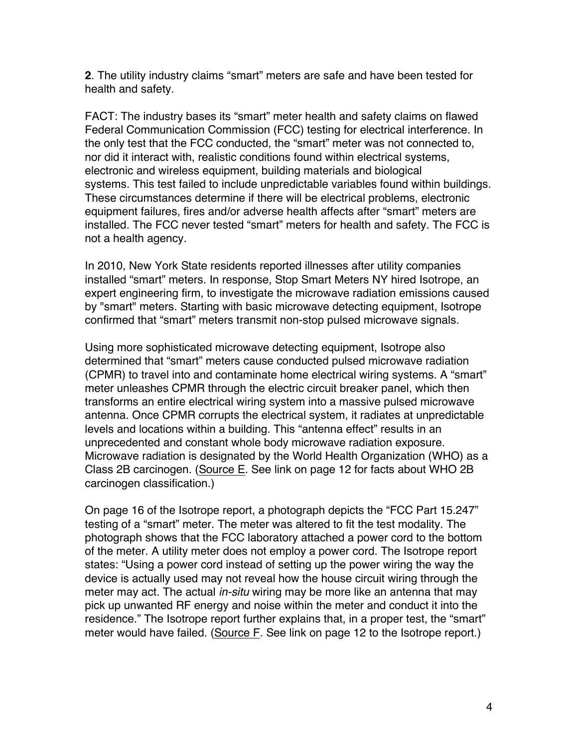**2**. The utility industry claims “smart” meters are safe and have been tested for health and safety.

FACT: The industry bases its “smart” meter health and safety claims on flawed Federal Communication Commission (FCC) testing for electrical interference. In the only test that the FCC conducted, the “smart” meter was not connected to, nor did it interact with, realistic conditions found within electrical systems, electronic and wireless equipment, building materials and biological systems. This test failed to include unpredictable variables found within buildings. These circumstances determine if there will be electrical problems, electronic equipment failures, fires and/or adverse health affects after “smart” meters are installed. The FCC never tested “smart” meters for health and safety. The FCC is not a health agency.

In 2010, New York State residents reported illnesses after utility companies installed “smart” meters. In response, Stop Smart Meters NY hired Isotrope, an expert engineering firm, to investigate the microwave radiation emissions caused by "smart" meters. Starting with basic microwave detecting equipment, Isotrope confirmed that “smart” meters transmit non-stop pulsed microwave signals.

Using more sophisticated microwave detecting equipment, Isotrope also determined that “smart” meters cause conducted pulsed microwave radiation (CPMR) to travel into and contaminate home electrical wiring systems. A “smart” meter unleashes CPMR through the electric circuit breaker panel, which then transforms an entire electrical wiring system into a massive pulsed microwave antenna. Once CPMR corrupts the electrical system, it radiates at unpredictable levels and locations within a building. This “antenna effect” results in an unprecedented and constant whole body microwave radiation exposure. Microwave radiation is designated by the World Health Organization (WHO) as a Class 2B carcinogen. (Source E. See link on page 12 for facts about WHO 2B carcinogen classification.)

On page 16 of the Isotrope report, a photograph depicts the “FCC Part 15.247” testing of a “smart” meter. The meter was altered to fit the test modality. The photograph shows that the FCC laboratory attached a power cord to the bottom of the meter. A utility meter does not employ a power cord. The Isotrope report states: “Using a power cord instead of setting up the power wiring the way the device is actually used may not reveal how the house circuit wiring through the meter may act. The actual *in-situ* wiring may be more like an antenna that may pick up unwanted RF energy and noise within the meter and conduct it into the residence.” The Isotrope report further explains that, in a proper test, the “smart” meter would have failed. (Source F. See link on page 12 to the Isotrope report.)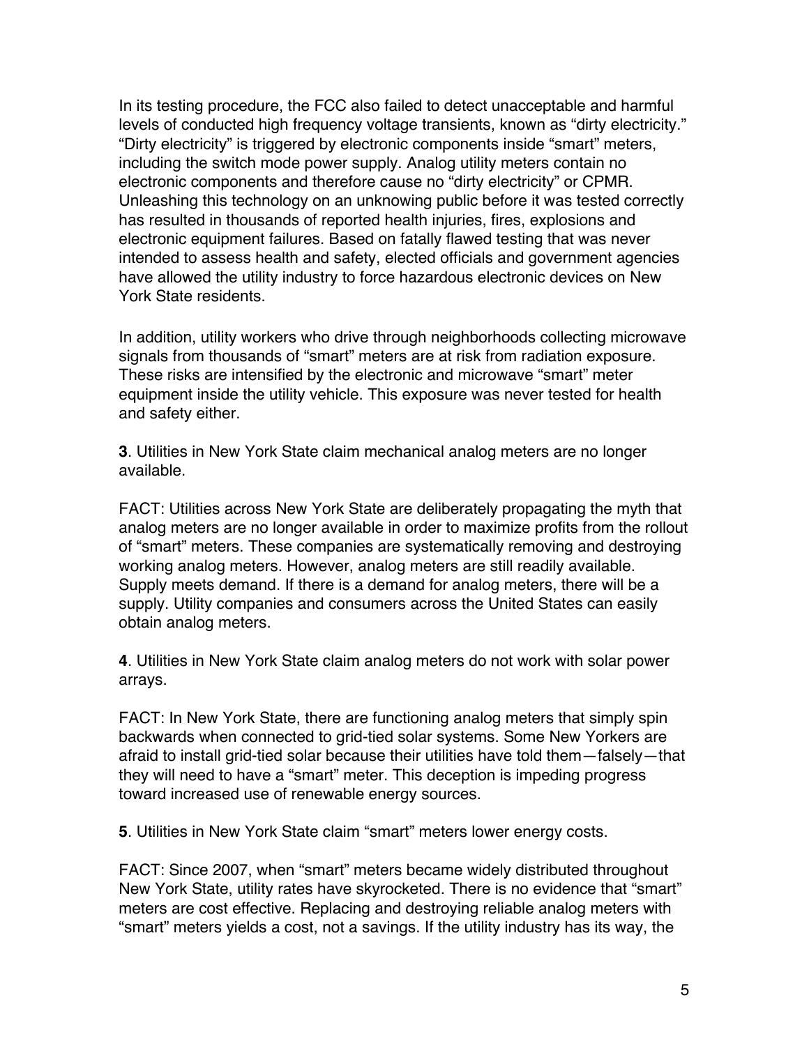In its testing procedure, the FCC also failed to detect unacceptable and harmful levels of conducted high frequency voltage transients, known as “dirty electricity.” “Dirty electricity” is triggered by electronic components inside “smart” meters, including the switch mode power supply. Analog utility meters contain no electronic components and therefore cause no “dirty electricity” or CPMR. Unleashing this technology on an unknowing public before it was tested correctly has resulted in thousands of reported health injuries, fires, explosions and electronic equipment failures. Based on fatally flawed testing that was never intended to assess health and safety, elected officials and government agencies have allowed the utility industry to force hazardous electronic devices on New York State residents.

In addition, utility workers who drive through neighborhoods collecting microwave signals from thousands of “smart” meters are at risk from radiation exposure. These risks are intensified by the electronic and microwave “smart” meter equipment inside the utility vehicle. This exposure was never tested for health and safety either.

**3**. Utilities in New York State claim mechanical analog meters are no longer available.

FACT: Utilities across New York State are deliberately propagating the myth that analog meters are no longer available in order to maximize profits from the rollout of “smart” meters. These companies are systematically removing and destroying working analog meters. However, analog meters are still readily available. Supply meets demand. If there is a demand for analog meters, there will be a supply. Utility companies and consumers across the United States can easily obtain analog meters.

**4**. Utilities in New York State claim analog meters do not work with solar power arrays.

FACT: In New York State, there are functioning analog meters that simply spin backwards when connected to grid-tied solar systems. Some New Yorkers are afraid to install grid-tied solar because their utilities have told them—falsely—that they will need to have a “smart” meter. This deception is impeding progress toward increased use of renewable energy sources.

**5**. Utilities in New York State claim “smart” meters lower energy costs.

FACT: Since 2007, when “smart” meters became widely distributed throughout New York State, utility rates have skyrocketed. There is no evidence that “smart” meters are cost effective. Replacing and destroying reliable analog meters with “smart” meters yields a cost, not a savings. If the utility industry has its way, the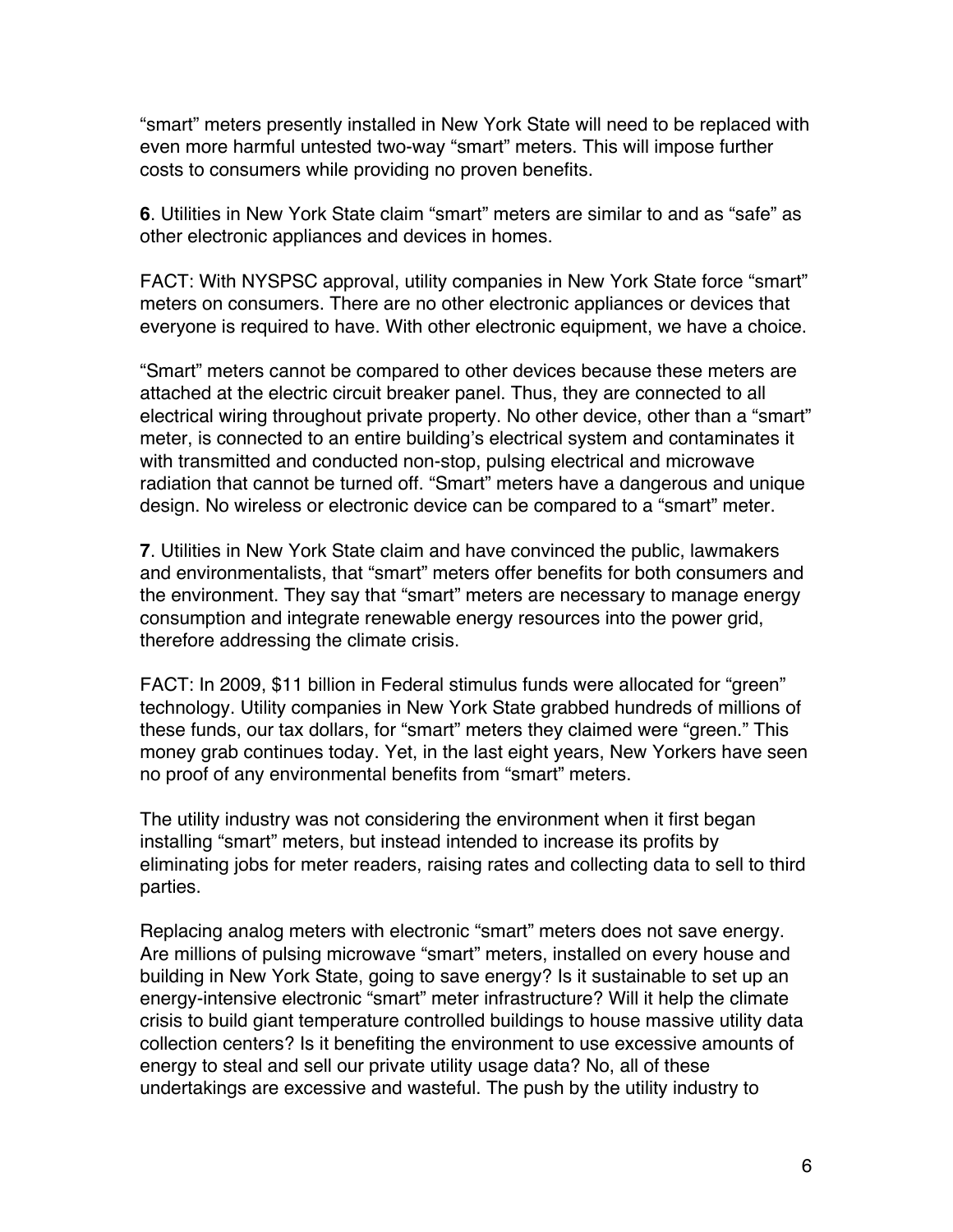“smart” meters presently installed in New York State will need to be replaced with even more harmful untested two-way “smart” meters. This will impose further costs to consumers while providing no proven benefits.

**6**. Utilities in New York State claim “smart” meters are similar to and as “safe” as other electronic appliances and devices in homes.

FACT: With NYSPSC approval, utility companies in New York State force “smart” meters on consumers. There are no other electronic appliances or devices that everyone is required to have. With other electronic equipment, we have a choice.

“Smart” meters cannot be compared to other devices because these meters are attached at the electric circuit breaker panel. Thus, they are connected to all electrical wiring throughout private property. No other device, other than a “smart” meter, is connected to an entire building’s electrical system and contaminates it with transmitted and conducted non-stop, pulsing electrical and microwave radiation that cannot be turned off. “Smart” meters have a dangerous and unique design. No wireless or electronic device can be compared to a “smart” meter.

**7**. Utilities in New York State claim and have convinced the public, lawmakers and environmentalists, that “smart” meters offer benefits for both consumers and the environment. They say that “smart” meters are necessary to manage energy consumption and integrate renewable energy resources into the power grid, therefore addressing the climate crisis.

FACT: In 2009, $11 billion in Federal stimulus funds were allocated for “green” technology. Utility companies in New York State grabbed hundreds of millions of these funds, our tax dollars, for “smart” meters they claimed were “green.” This money grab continues today. Yet, in the last eight years, New Yorkers have seen no proof of any environmental benefits from “smart” meters.

The utility industry was not considering the environment when it first began installing “smart” meters, but instead intended to increase its profits by eliminating jobs for meter readers, raising rates and collecting data to sell to third parties.

Replacing analog meters with electronic “smart” meters does not save energy. Are millions of pulsing microwave “smart” meters, installed on every house and building in New York State, going to save energy? Is it sustainable to set up an energy-intensive electronic “smart” meter infrastructure? Will it help the climate crisis to build giant temperature controlled buildings to house massive utility data collection centers? Is it benefiting the environment to use excessive amounts of energy to steal and sell our private utility usage data? No, all of these undertakings are excessive and wasteful. The push by the utility industry to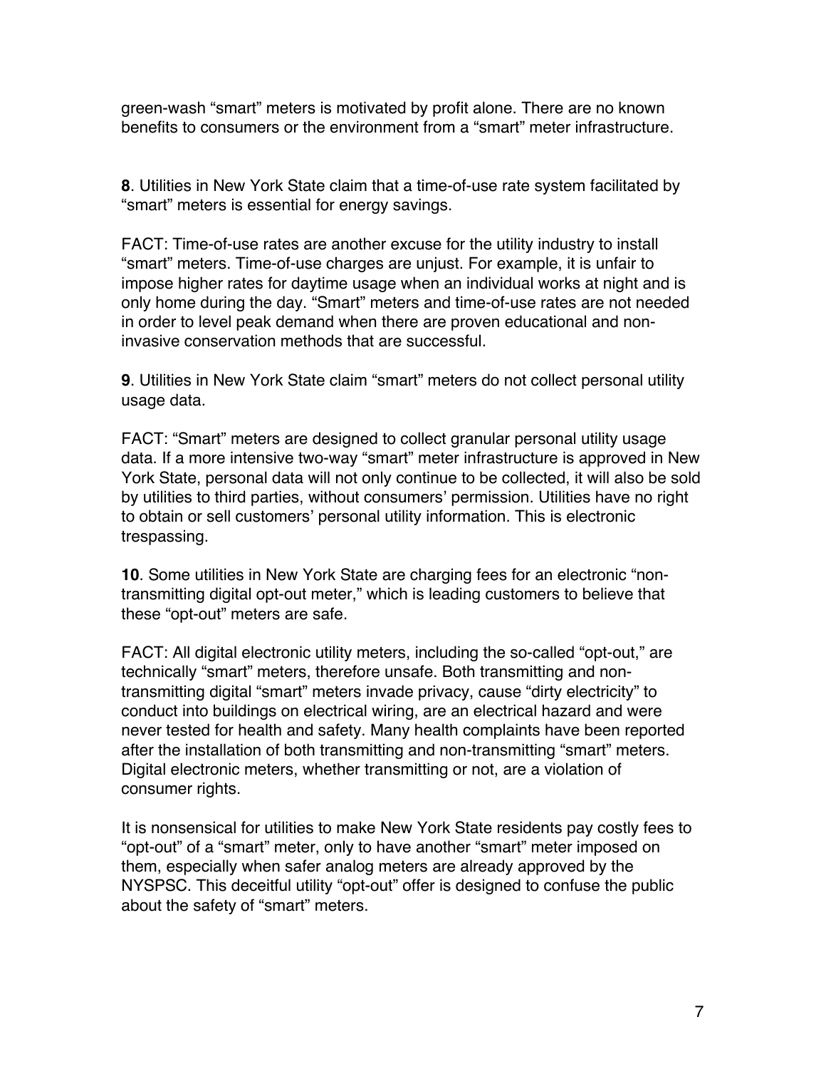green-wash “smart” meters is motivated by profit alone. There are no known benefits to consumers or the environment from a “smart” meter infrastructure.

**8**. Utilities in New York State claim that a time-of-use rate system facilitated by “smart” meters is essential for energy savings.

FACT: Time-of-use rates are another excuse for the utility industry to install “smart” meters. Time-of-use charges are unjust. For example, it is unfair to impose higher rates for daytime usage when an individual works at night and is only home during the day. “Smart” meters and time-of-use rates are not needed in order to level peak demand when there are proven educational and non-invasive conservation methods that are successful.

**9**. Utilities in New York State claim “smart” meters do not collect personal utility usage data.

FACT: “Smart” meters are designed to collect granular personal utility usage data. If a more intensive two-way “smart” meter infrastructure is approved in New York State, personal data will not only continue to be collected, it will also be sold by utilities to third parties, without consumers’ permission. Utilities have no right to obtain or sell customers’ personal utility information. This is electronic trespassing.

**10**. Some utilities in New York State are charging fees for an electronic “non-transmitting digital opt-out meter,” which is leading customers to believe that these “opt-out” meters are safe.

FACT: All digital electronic utility meters, including the so-called “opt-out,” are technically “smart” meters, therefore unsafe. Both transmitting and non-transmitting digital “smart” meters invade privacy, cause “dirty electricity” to conduct into buildings on electrical wiring, are an electrical hazard and were never tested for health and safety. Many health complaints have been reported after the installation of both transmitting and non-transmitting “smart” meters. Digital electronic meters, whether transmitting or not, are a violation of consumer rights.

It is nonsensical for utilities to make New York State residents pay costly fees to “opt-out” of a “smart” meter, only to have another “smart” meter imposed on them, especially when safer analog meters are already approved by the NYSPSC. This deceitful utility “opt-out” offer is designed to confuse the public about the safety of “smart” meters.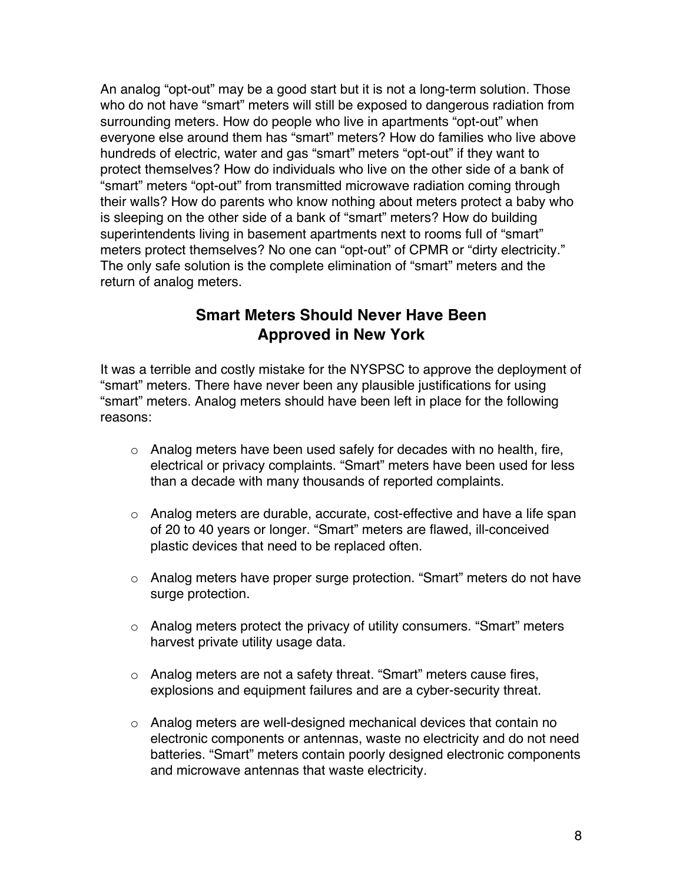An analog "opt-out" may be a good start but it is not a long-term solution. Those who do not have "smart" meters will still be exposed to dangerous radiation from surrounding meters. How do people who live in apartments "opt-out" when everyone else around them has "smart" meters? How do families who live above hundreds of electric, water and gas "smart" meters "opt-out" if they want to protect themselves? How do individuals who live on the other side of a bank of "smart" meters "opt-out" from transmitted microwave radiation coming through their walls? How do parents who know nothing about meters protect a baby who is sleeping on the other side of a bank of "smart" meters? How do building superintendents living in basement apartments next to rooms full of "smart" meters protect themselves? No one can "opt-out" of CPMR or "dirty electricity." The only safe solution is the complete elimination of "smart" meters and the return of analog meters.

## Smart Meters Should Never Have Been Approved in New York

It was a terrible and costly mistake for the NYSPSC to approve the deployment of "smart" meters. There have never been any plausible justifications for using "smart" meters. Analog meters should have been left in place for the following reasons:

- Analog meters have been used safely for decades with no health, fire, electrical or privacy complaints. "Smart" meters have been used for less than a decade with many thousands of reported complaints.
- Analog meters are durable, accurate, cost-effective and have a life span of 20 to 40 years or longer. "Smart" meters are flawed, ill-conceived plastic devices that need to be replaced often.
- Analog meters have proper surge protection. "Smart" meters do not have surge protection.
- Analog meters protect the privacy of utility consumers. "Smart" meters harvest private utility usage data.
- Analog meters are not a safety threat. "Smart" meters cause fires, explosions and equipment failures and are a cyber-security threat.
- Analog meters are well-designed mechanical devices that contain no electronic components or antennas, waste no electricity and do not need batteries. "Smart" meters contain poorly designed electronic components and microwave antennas that waste electricity.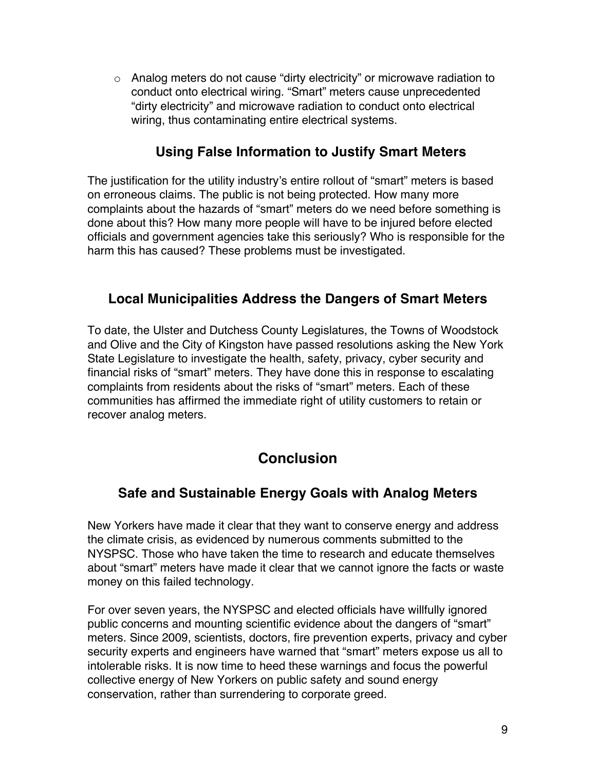- Analog meters do not cause "dirty electricity" or microwave radiation to conduct onto electrical wiring. "Smart" meters cause unprecedented "dirty electricity" and microwave radiation to conduct onto electrical wiring, thus contaminating entire electrical systems.

## Using False Information to Justify Smart Meters

The justification for the utility industry's entire rollout of "smart" meters is based on erroneous claims. The public is not being protected. How many more complaints about the hazards of "smart" meters do we need before something is done about this? How many more people will have to be injured before elected officials and government agencies take this seriously? Who is responsible for the harm this has caused? These problems must be investigated.

## Local Municipalities Address the Dangers of Smart Meters

To date, the Ulster and Dutchess County Legislatures, the Towns of Woodstock and Olive and the City of Kingston have passed resolutions asking the New York State Legislature to investigate the health, safety, privacy, cyber security and financial risks of "smart" meters. They have done this in response to escalating complaints from residents about the risks of "smart" meters. Each of these communities has affirmed the immediate right of utility customers to retain or recover analog meters.

# Conclusion

## Safe and Sustainable Energy Goals with Analog Meters

New Yorkers have made it clear that they want to conserve energy and address the climate crisis, as evidenced by numerous comments submitted to the NYSPSC. Those who have taken the time to research and educate themselves about "smart" meters have made it clear that we cannot ignore the facts or waste money on this failed technology.

For over seven years, the NYSPSC and elected officials have willfully ignored public concerns and mounting scientific evidence about the dangers of "smart" meters. Since 2009, scientists, doctors, fire prevention experts, privacy and cyber security experts and engineers have warned that "smart" meters expose us all to intolerable risks. It is now time to heed these warnings and focus the powerful collective energy of New Yorkers on public safety and sound energy conservation, rather than surrendering to corporate greed.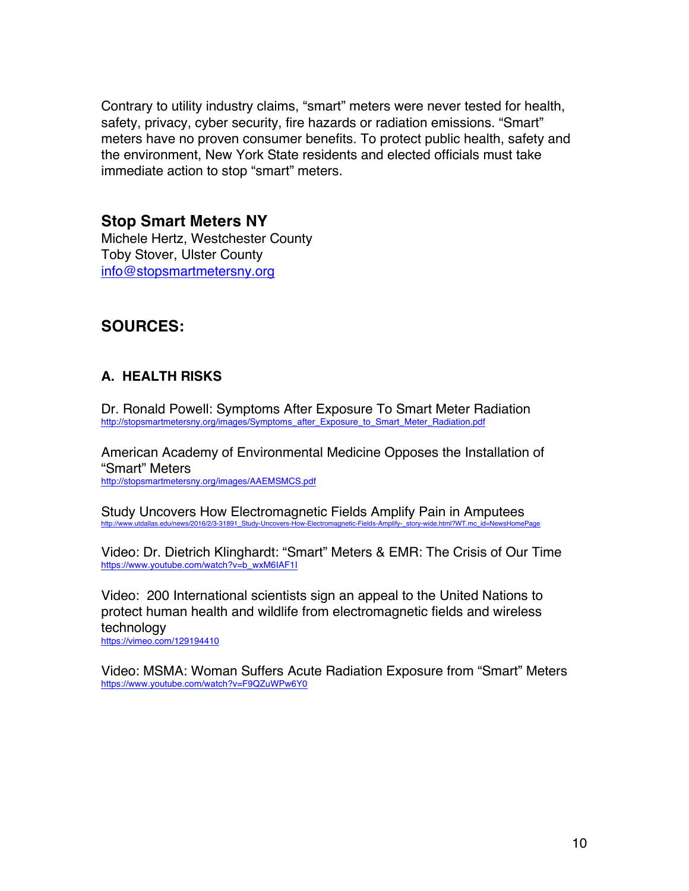Contrary to utility industry claims, “smart” meters were never tested for health, safety, privacy, cyber security, fire hazards or radiation emissions. “Smart” meters have no proven consumer benefits. To protect public health, safety and the environment, New York State residents and elected officials must take immediate action to stop “smart” meters.

### Stop Smart Meters NY

Michele Hertz, Westchester County
Toby Stover, Ulster County
info@stopsmartmetersny.org

## SOURCES:

### A. HEALTH RISKS

Dr. Ronald Powell: Symptoms After Exposure To Smart Meter Radiation
http://stopsmartmetersny.org/images/Symptoms_after_Exposure_to_Smart_Meter_Radiation.pdf

American Academy of Environmental Medicine Opposes the Installation of “Smart” Meters
http://stopsmartmetersny.org/images/AAEMSMCS.pdf

Study Uncovers How Electromagnetic Fields Amplify Pain in Amputees
http://www.utdallas.edu/news/2016/2/3-31891_Study-Uncovers-How-Electromagnetic-Fields-Amplify-_story-wide.html?WT.mc_id=NewsHomePage

Video: Dr. Dietrich Klinghardt: “Smart” Meters & EMR: The Crisis of Our Time
https://www.youtube.com/watch?v=b_wxM6IAF1I

Video: 200 International scientists sign an appeal to the United Nations to protect human health and wildlife from electromagnetic fields and wireless technology
https://vimeo.com/129194410

Video: MSMA: Woman Suffers Acute Radiation Exposure from “Smart” Meters
https://www.youtube.com/watch?v=F9QZuWPw6Y0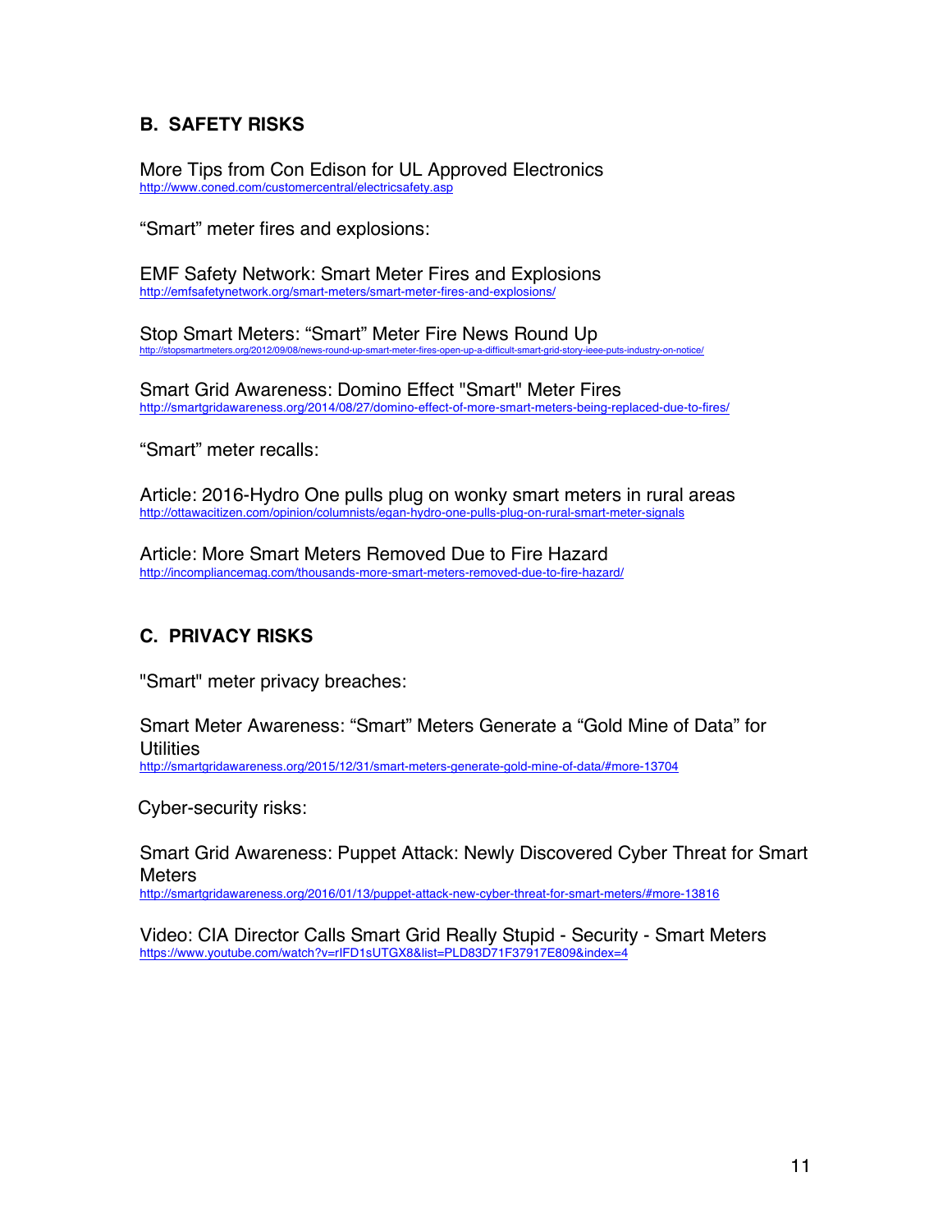## B. SAFETY RISKS

More Tips from Con Edison for UL Approved Electronics
http://www.coned.com/customercentral/electricsafety.asp

“Smart” meter fires and explosions:

EMF Safety Network: Smart Meter Fires and Explosions
http://emfsafetynetwork.org/smart-meters/smart-meter-fires-and-explosions/

Stop Smart Meters: “Smart” Meter Fire News Round Up
http://stopsmartmeters.org/2012/09/08/news-round-up-smart-meter-fires-open-up-a-difficult-smart-grid-story-ieee-puts-industry-on-notice/

Smart Grid Awareness: Domino Effect "Smart" Meter Fires
http://smartgridawareness.org/2014/08/27/domino-effect-of-more-smart-meters-being-replaced-due-to-fires/

“Smart” meter recalls:

Article: 2016-Hydro One pulls plug on wonky smart meters in rural areas
http://ottawacitizen.com/opinion/columnists/egan-hydro-one-pulls-plug-on-rural-smart-meter-signals

Article: More Smart Meters Removed Due to Fire Hazard
http://incompliancemag.com/thousands-more-smart-meters-removed-due-to-fire-hazard/

## C. PRIVACY RISKS

"Smart" meter privacy breaches:

Smart Meter Awareness: “Smart” Meters Generate a “Gold Mine of Data” for Utilities
http://smartgridawareness.org/2015/12/31/smart-meters-generate-gold-mine-of-data/#more-13704

Cyber-security risks:

Smart Grid Awareness: Puppet Attack: Newly Discovered Cyber Threat for Smart Meters
http://smartgridawareness.org/2016/01/13/puppet-attack-new-cyber-threat-for-smart-meters/#more-13816

Video: CIA Director Calls Smart Grid Really Stupid - Security - Smart Meters
https://www.youtube.com/watch?v=rIFD1sUTGX8&list=PLD83D71F37917E809&index=4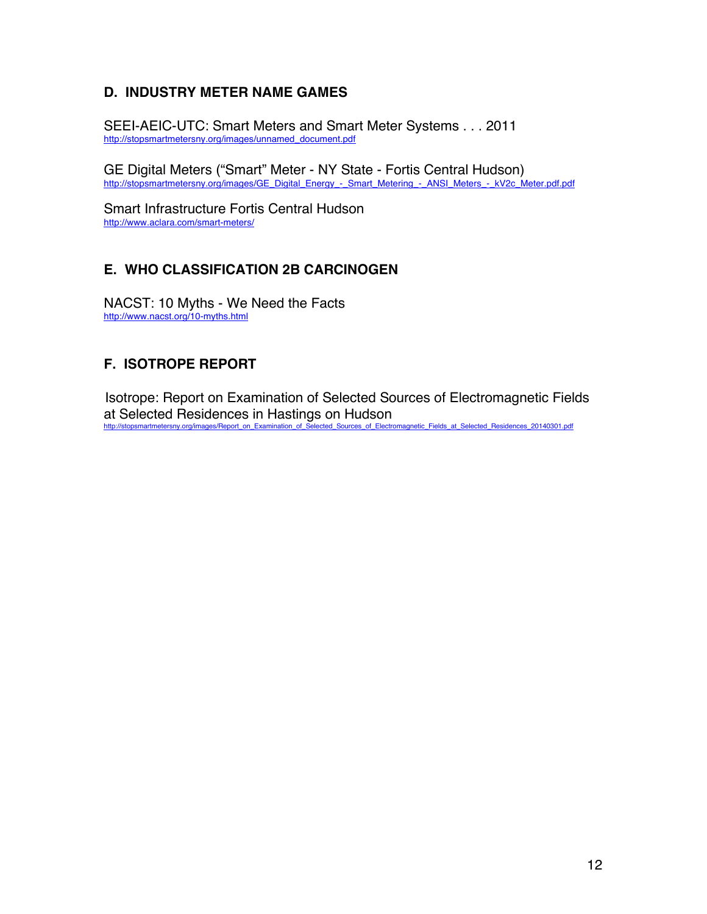## D. INDUSTRY METER NAME GAMES

SEEI-AEIC-UTC: Smart Meters and Smart Meter Systems . . . 2011
http://stopsmartmetersny.org/images/unnamed_document.pdf

GE Digital Meters (“Smart” Meter - NY State - Fortis Central Hudson)
http://stopsmartmetersny.org/images/GE_Digital_Energy_-_Smart_Metering_-_ANSI_Meters_-_kV2c_Meter.pdf.pdf

Smart Infrastructure Fortis Central Hudson
http://www.aclara.com/smart-meters/

## E. WHO CLASSIFICATION 2B CARCINOGEN

NACST: 10 Myths - We Need the Facts
http://www.nacst.org/10-myths.html

## F. ISOTROPE REPORT

Isotrope: Report on Examination of Selected Sources of Electromagnetic Fields at Selected Residences in Hastings on Hudson
http://stopsmartmetersny.org/images/Report_on_Examination_of_Selected_Sources_of_Electromagnetic_Fields_at_Selected_Residences_20140301.pdf